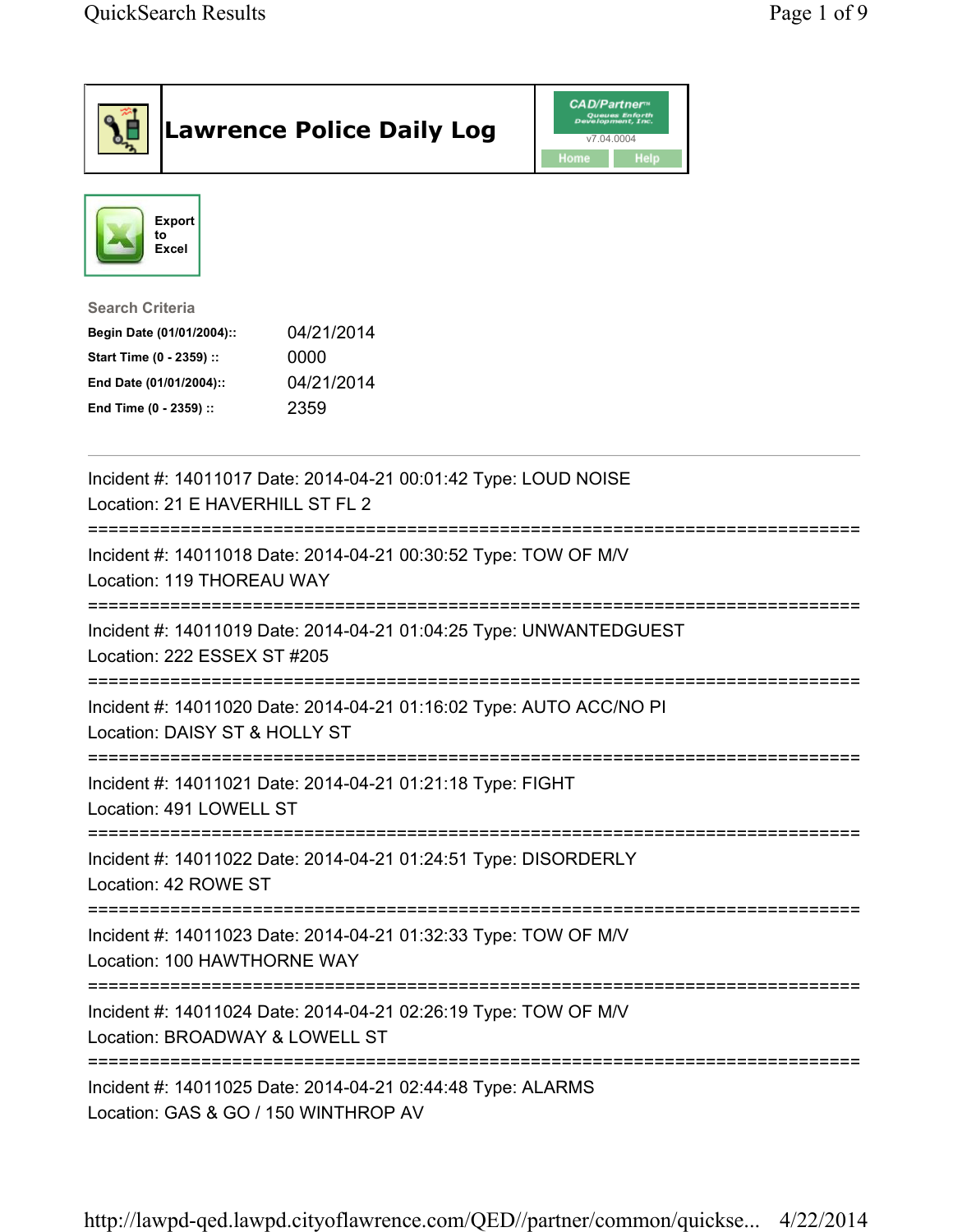# Lawrence Police Daily Log

CAD/Partner™ Queues Enforth Development, Inc. v7.04.0004

Home Help

Export to Excel

**Search Criteria**

| | |
|---|---|
| **Begin Date (01/01/2004)::** | 04/21/2014 |
| **Start Time (0 - 2359) ::** | 0000 |
| **End Date (01/01/2004)::** | 04/21/2014 |
| **End Time (0 - 2359) ::** | 2359 |

---

Incident #: 14011017 Date: 2014-04-21 00:01:42 Type: LOUD NOISE
Location: 21 E HAVERHILL ST FL 2

===========================================================================

Incident #: 14011018 Date: 2014-04-21 00:30:52 Type: TOW OF M/V
Location: 119 THOREAU WAY

===========================================================================

Incident #: 14011019 Date: 2014-04-21 01:04:25 Type: UNWANTEDGUEST
Location: 222 ESSEX ST #205

===========================================================================

Incident #: 14011020 Date: 2014-04-21 01:16:02 Type: AUTO ACC/NO PI
Location: DAISY ST & HOLLY ST

===========================================================================

Incident #: 14011021 Date: 2014-04-21 01:21:18 Type: FIGHT
Location: 491 LOWELL ST

===========================================================================

Incident #: 14011022 Date: 2014-04-21 01:24:51 Type: DISORDERLY
Location: 42 ROWE ST

===========================================================================

Incident #: 14011023 Date: 2014-04-21 01:32:33 Type: TOW OF M/V
Location: 100 HAWTHORNE WAY

===========================================================================

Incident #: 14011024 Date: 2014-04-21 02:26:19 Type: TOW OF M/V
Location: BROADWAY & LOWELL ST

===========================================================================

Incident #: 14011025 Date: 2014-04-21 02:44:48 Type: ALARMS
Location: GAS & GO / 150 WINTHROP AV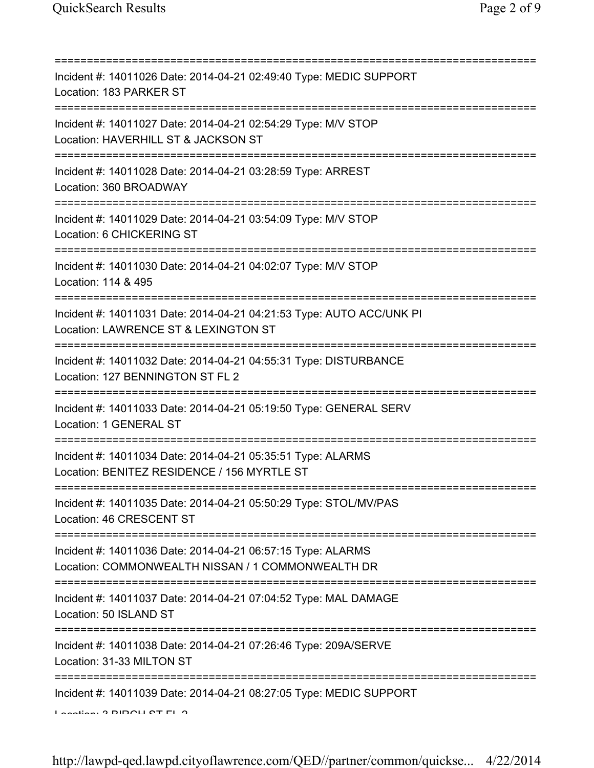===========================================================================
Incident #: 14011026 Date: 2014-04-21 02:49:40 Type: MEDIC SUPPORT
Location: 183 PARKER ST
===========================================================================
Incident #: 14011027 Date: 2014-04-21 02:54:29 Type: M/V STOP
Location: HAVERHILL ST & JACKSON ST
===========================================================================
Incident #: 14011028 Date: 2014-04-21 03:28:59 Type: ARREST
Location: 360 BROADWAY
===========================================================================
Incident #: 14011029 Date: 2014-04-21 03:54:09 Type: M/V STOP
Location: 6 CHICKERING ST
===========================================================================
Incident #: 14011030 Date: 2014-04-21 04:02:07 Type: M/V STOP
Location: 114 & 495
===========================================================================
Incident #: 14011031 Date: 2014-04-21 04:21:53 Type: AUTO ACC/UNK PI
Location: LAWRENCE ST & LEXINGTON ST
===========================================================================
Incident #: 14011032 Date: 2014-04-21 04:55:31 Type: DISTURBANCE
Location: 127 BENNINGTON ST FL 2
===========================================================================
Incident #: 14011033 Date: 2014-04-21 05:19:50 Type: GENERAL SERV
Location: 1 GENERAL ST
===========================================================================
Incident #: 14011034 Date: 2014-04-21 05:35:51 Type: ALARMS
Location: BENITEZ RESIDENCE / 156 MYRTLE ST
===========================================================================
Incident #: 14011035 Date: 2014-04-21 05:50:29 Type: STOL/MV/PAS
Location: 46 CRESCENT ST
===========================================================================
Incident #: 14011036 Date: 2014-04-21 06:57:15 Type: ALARMS
Location: COMMONWEALTH NISSAN / 1 COMMONWEALTH DR
===========================================================================
Incident #: 14011037 Date: 2014-04-21 07:04:52 Type: MAL DAMAGE
Location: 50 ISLAND ST
===========================================================================
Incident #: 14011038 Date: 2014-04-21 07:26:46 Type: 209A/SERVE
Location: 31-33 MILTON ST
===========================================================================
Incident #: 14011039 Date: 2014-04-21 08:27:05 Type: MEDIC SUPPORT
Location: 3 BIRCH ST FL 2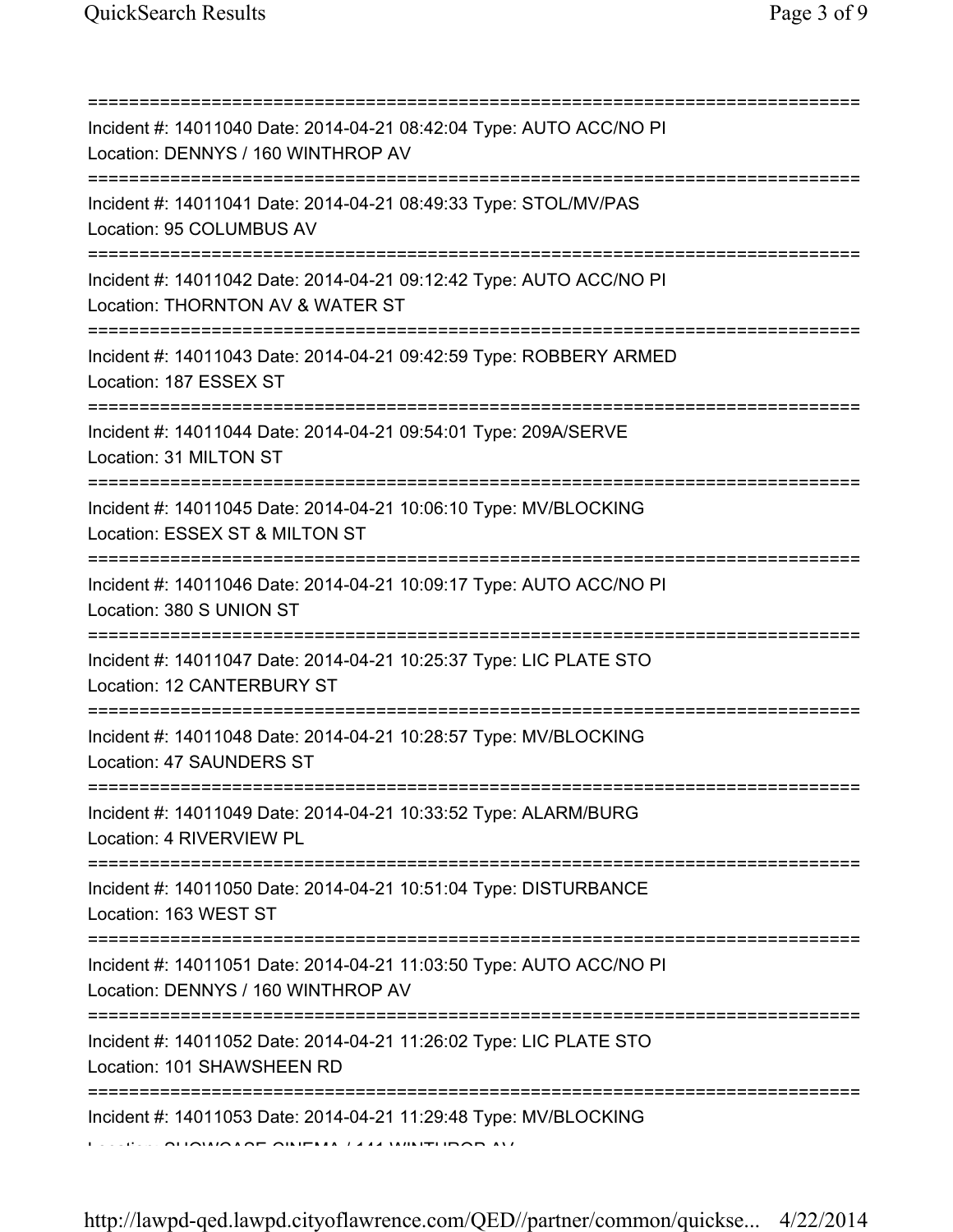===========================================================================
Incident #: 14011040 Date: 2014-04-21 08:42:04 Type: AUTO ACC/NO PI
Location: DENNYS / 160 WINTHROP AV
===========================================================================
Incident #: 14011041 Date: 2014-04-21 08:49:33 Type: STOL/MV/PAS
Location: 95 COLUMBUS AV
===========================================================================
Incident #: 14011042 Date: 2014-04-21 09:12:42 Type: AUTO ACC/NO PI
Location: THORNTON AV & WATER ST
===========================================================================
Incident #: 14011043 Date: 2014-04-21 09:42:59 Type: ROBBERY ARMED
Location: 187 ESSEX ST
===========================================================================
Incident #: 14011044 Date: 2014-04-21 09:54:01 Type: 209A/SERVE
Location: 31 MILTON ST
===========================================================================
Incident #: 14011045 Date: 2014-04-21 10:06:10 Type: MV/BLOCKING
Location: ESSEX ST & MILTON ST
===========================================================================
Incident #: 14011046 Date: 2014-04-21 10:09:17 Type: AUTO ACC/NO PI
Location: 380 S UNION ST
===========================================================================
Incident #: 14011047 Date: 2014-04-21 10:25:37 Type: LIC PLATE STO
Location: 12 CANTERBURY ST
===========================================================================
Incident #: 14011048 Date: 2014-04-21 10:28:57 Type: MV/BLOCKING
Location: 47 SAUNDERS ST
===========================================================================
Incident #: 14011049 Date: 2014-04-21 10:33:52 Type: ALARM/BURG
Location: 4 RIVERVIEW PL
===========================================================================
Incident #: 14011050 Date: 2014-04-21 10:51:04 Type: DISTURBANCE
Location: 163 WEST ST
===========================================================================
Incident #: 14011051 Date: 2014-04-21 11:03:50 Type: AUTO ACC/NO PI
Location: DENNYS / 160 WINTHROP AV
===========================================================================
Incident #: 14011052 Date: 2014-04-21 11:26:02 Type: LIC PLATE STO
Location: 101 SHAWSHEEN RD
===========================================================================
Incident #: 14011053 Date: 2014-04-21 11:29:48 Type: MV/BLOCKING
Location: SHOWCASE CINEMA / 141 WINTHROP AV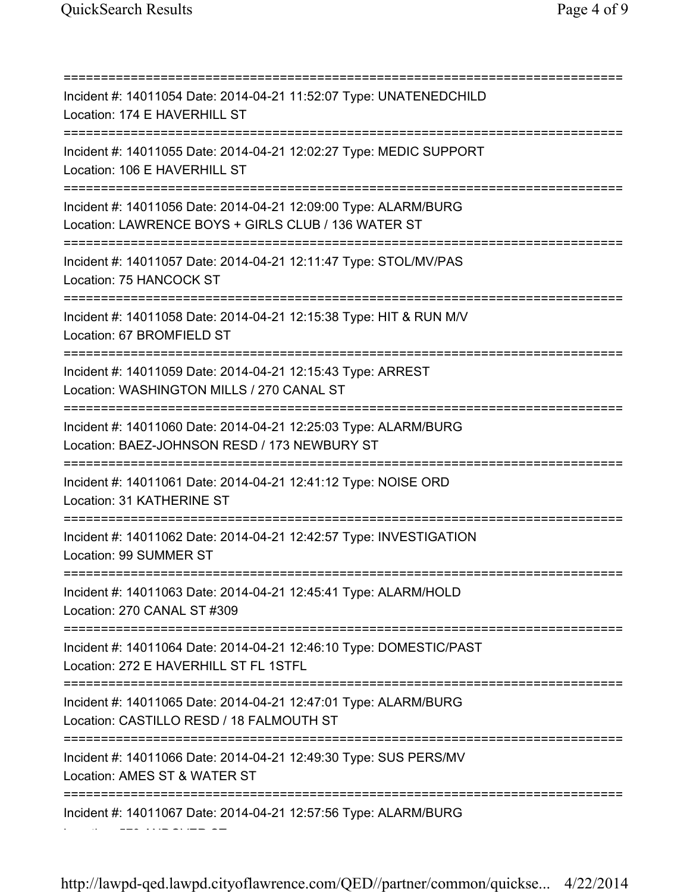===========================================================================

Incident #: 14011054 Date: 2014-04-21 11:52:07 Type: UNATENEDCHILD
Location: 174 E HAVERHILL ST

===========================================================================

Incident #: 14011055 Date: 2014-04-21 12:02:27 Type: MEDIC SUPPORT
Location: 106 E HAVERHILL ST

===========================================================================

Incident #: 14011056 Date: 2014-04-21 12:09:00 Type: ALARM/BURG
Location: LAWRENCE BOYS + GIRLS CLUB / 136 WATER ST

===========================================================================

Incident #: 14011057 Date: 2014-04-21 12:11:47 Type: STOL/MV/PAS
Location: 75 HANCOCK ST

===========================================================================

Incident #: 14011058 Date: 2014-04-21 12:15:38 Type: HIT & RUN M/V
Location: 67 BROMFIELD ST

===========================================================================

Incident #: 14011059 Date: 2014-04-21 12:15:43 Type: ARREST
Location: WASHINGTON MILLS / 270 CANAL ST

===========================================================================

Incident #: 14011060 Date: 2014-04-21 12:25:03 Type: ALARM/BURG
Location: BAEZ-JOHNSON RESD / 173 NEWBURY ST

===========================================================================

Incident #: 14011061 Date: 2014-04-21 12:41:12 Type: NOISE ORD
Location: 31 KATHERINE ST

===========================================================================

Incident #: 14011062 Date: 2014-04-21 12:42:57 Type: INVESTIGATION
Location: 99 SUMMER ST

===========================================================================

Incident #: 14011063 Date: 2014-04-21 12:45:41 Type: ALARM/HOLD
Location: 270 CANAL ST #309

===========================================================================

Incident #: 14011064 Date: 2014-04-21 12:46:10 Type: DOMESTIC/PAST
Location: 272 E HAVERHILL ST FL 1STFL

===========================================================================

Incident #: 14011065 Date: 2014-04-21 12:47:01 Type: ALARM/BURG
Location: CASTILLO RESD / 18 FALMOUTH ST

===========================================================================

Incident #: 14011066 Date: 2014-04-21 12:49:30 Type: SUS PERS/MV
Location: AMES ST & WATER ST

===========================================================================

Incident #: 14011067 Date: 2014-04-21 12:57:56 Type: ALARM/BURG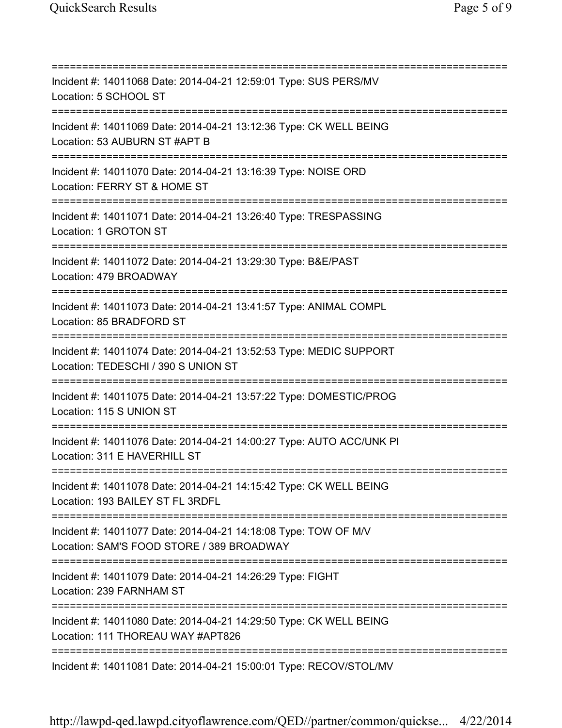===========================================================================
Incident #: 14011068 Date: 2014-04-21 12:59:01 Type: SUS PERS/MV
Location: 5 SCHOOL ST
===========================================================================
Incident #: 14011069 Date: 2014-04-21 13:12:36 Type: CK WELL BEING
Location: 53 AUBURN ST #APT B
===========================================================================
Incident #: 14011070 Date: 2014-04-21 13:16:39 Type: NOISE ORD
Location: FERRY ST & HOME ST
===========================================================================
Incident #: 14011071 Date: 2014-04-21 13:26:40 Type: TRESPASSING
Location: 1 GROTON ST
===========================================================================
Incident #: 14011072 Date: 2014-04-21 13:29:30 Type: B&E/PAST
Location: 479 BROADWAY
===========================================================================
Incident #: 14011073 Date: 2014-04-21 13:41:57 Type: ANIMAL COMPL
Location: 85 BRADFORD ST
===========================================================================
Incident #: 14011074 Date: 2014-04-21 13:52:53 Type: MEDIC SUPPORT
Location: TEDESCHI / 390 S UNION ST
===========================================================================
Incident #: 14011075 Date: 2014-04-21 13:57:22 Type: DOMESTIC/PROG
Location: 115 S UNION ST
===========================================================================
Incident #: 14011076 Date: 2014-04-21 14:00:27 Type: AUTO ACC/UNK PI
Location: 311 E HAVERHILL ST
===========================================================================
Incident #: 14011078 Date: 2014-04-21 14:15:42 Type: CK WELL BEING
Location: 193 BAILEY ST FL 3RDFL
===========================================================================
Incident #: 14011077 Date: 2014-04-21 14:18:08 Type: TOW OF M/V
Location: SAM'S FOOD STORE / 389 BROADWAY
===========================================================================
Incident #: 14011079 Date: 2014-04-21 14:26:29 Type: FIGHT
Location: 239 FARNHAM ST
===========================================================================
Incident #: 14011080 Date: 2014-04-21 14:29:50 Type: CK WELL BEING
Location: 111 THOREAU WAY #APT826
===========================================================================
Incident #: 14011081 Date: 2014-04-21 15:00:01 Type: RECOV/STOL/MV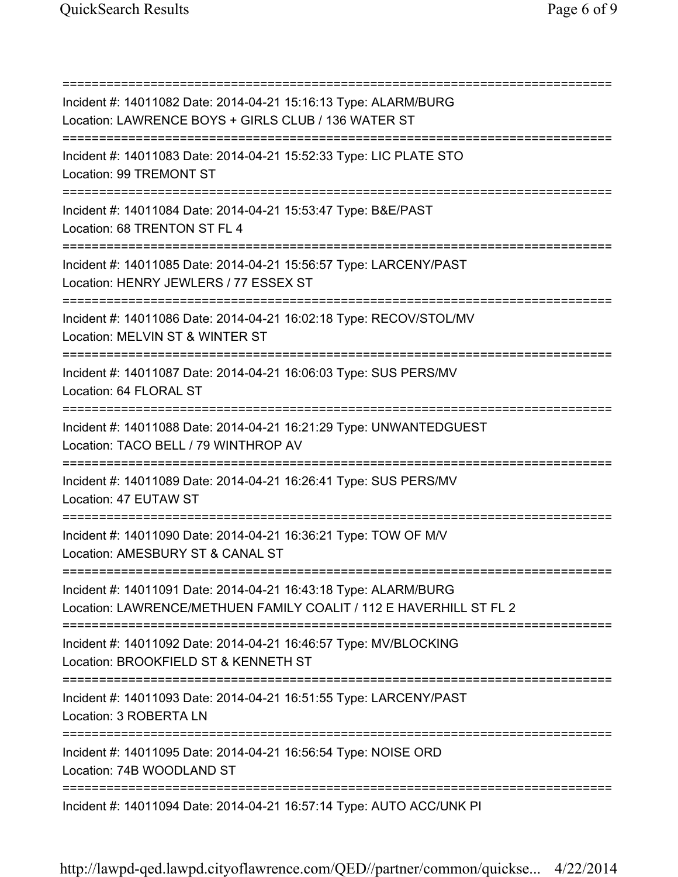===========================================================================
Incident #: 14011082 Date: 2014-04-21 15:16:13 Type: ALARM/BURG
Location: LAWRENCE BOYS + GIRLS CLUB / 136 WATER ST
===========================================================================
Incident #: 14011083 Date: 2014-04-21 15:52:33 Type: LIC PLATE STO
Location: 99 TREMONT ST
===========================================================================
Incident #: 14011084 Date: 2014-04-21 15:53:47 Type: B&E/PAST
Location: 68 TRENTON ST FL 4
===========================================================================
Incident #: 14011085 Date: 2014-04-21 15:56:57 Type: LARCENY/PAST
Location: HENRY JEWLERS / 77 ESSEX ST
===========================================================================
Incident #: 14011086 Date: 2014-04-21 16:02:18 Type: RECOV/STOL/MV
Location: MELVIN ST & WINTER ST
===========================================================================
Incident #: 14011087 Date: 2014-04-21 16:06:03 Type: SUS PERS/MV
Location: 64 FLORAL ST
===========================================================================
Incident #: 14011088 Date: 2014-04-21 16:21:29 Type: UNWANTEDGUEST
Location: TACO BELL / 79 WINTHROP AV
===========================================================================
Incident #: 14011089 Date: 2014-04-21 16:26:41 Type: SUS PERS/MV
Location: 47 EUTAW ST
===========================================================================
Incident #: 14011090 Date: 2014-04-21 16:36:21 Type: TOW OF M/V
Location: AMESBURY ST & CANAL ST
===========================================================================
Incident #: 14011091 Date: 2014-04-21 16:43:18 Type: ALARM/BURG
Location: LAWRENCE/METHUEN FAMILY COALIT / 112 E HAVERHILL ST FL 2
===========================================================================
Incident #: 14011092 Date: 2014-04-21 16:46:57 Type: MV/BLOCKING
Location: BROOKFIELD ST & KENNETH ST
===========================================================================
Incident #: 14011093 Date: 2014-04-21 16:51:55 Type: LARCENY/PAST
Location: 3 ROBERTA LN
===========================================================================
Incident #: 14011095 Date: 2014-04-21 16:56:54 Type: NOISE ORD
Location: 74B WOODLAND ST
===========================================================================
Incident #: 14011094 Date: 2014-04-21 16:57:14 Type: AUTO ACC/UNK PI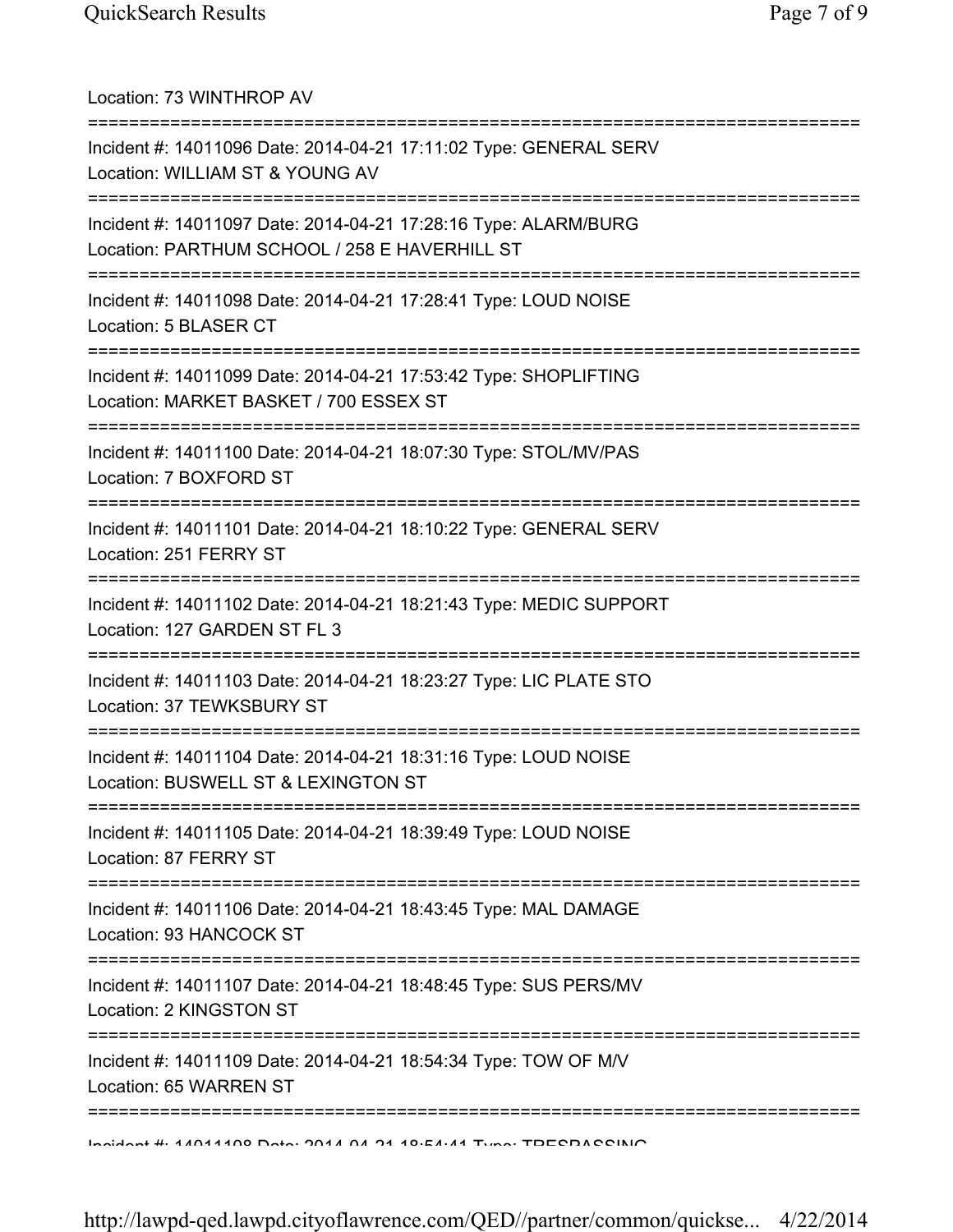Location: 73 WINTHROP AV

===========================================================================

Incident #: 14011096 Date: 2014-04-21 17:11:02 Type: GENERAL SERV
Location: WILLIAM ST & YOUNG AV

===========================================================================

Incident #: 14011097 Date: 2014-04-21 17:28:16 Type: ALARM/BURG
Location: PARTHUM SCHOOL / 258 E HAVERHILL ST

===========================================================================

Incident #: 14011098 Date: 2014-04-21 17:28:41 Type: LOUD NOISE
Location: 5 BLASER CT

===========================================================================

Incident #: 14011099 Date: 2014-04-21 17:53:42 Type: SHOPLIFTING
Location: MARKET BASKET / 700 ESSEX ST

===========================================================================

Incident #: 14011100 Date: 2014-04-21 18:07:30 Type: STOL/MV/PAS
Location: 7 BOXFORD ST

===========================================================================

Incident #: 14011101 Date: 2014-04-21 18:10:22 Type: GENERAL SERV
Location: 251 FERRY ST

===========================================================================

Incident #: 14011102 Date: 2014-04-21 18:21:43 Type: MEDIC SUPPORT
Location: 127 GARDEN ST FL 3

===========================================================================

Incident #: 14011103 Date: 2014-04-21 18:23:27 Type: LIC PLATE STO
Location: 37 TEWKSBURY ST

===========================================================================

Incident #: 14011104 Date: 2014-04-21 18:31:16 Type: LOUD NOISE
Location: BUSWELL ST & LEXINGTON ST

===========================================================================

Incident #: 14011105 Date: 2014-04-21 18:39:49 Type: LOUD NOISE
Location: 87 FERRY ST

===========================================================================

Incident #: 14011106 Date: 2014-04-21 18:43:45 Type: MAL DAMAGE
Location: 93 HANCOCK ST

===========================================================================

Incident #: 14011107 Date: 2014-04-21 18:48:45 Type: SUS PERS/MV
Location: 2 KINGSTON ST

===========================================================================

Incident #: 14011109 Date: 2014-04-21 18:54:34 Type: TOW OF M/V
Location: 65 WARREN ST

===========================================================================

Incident #: 14011108 Date: 2014-04-21 18:54:41 Type: TRESPASSING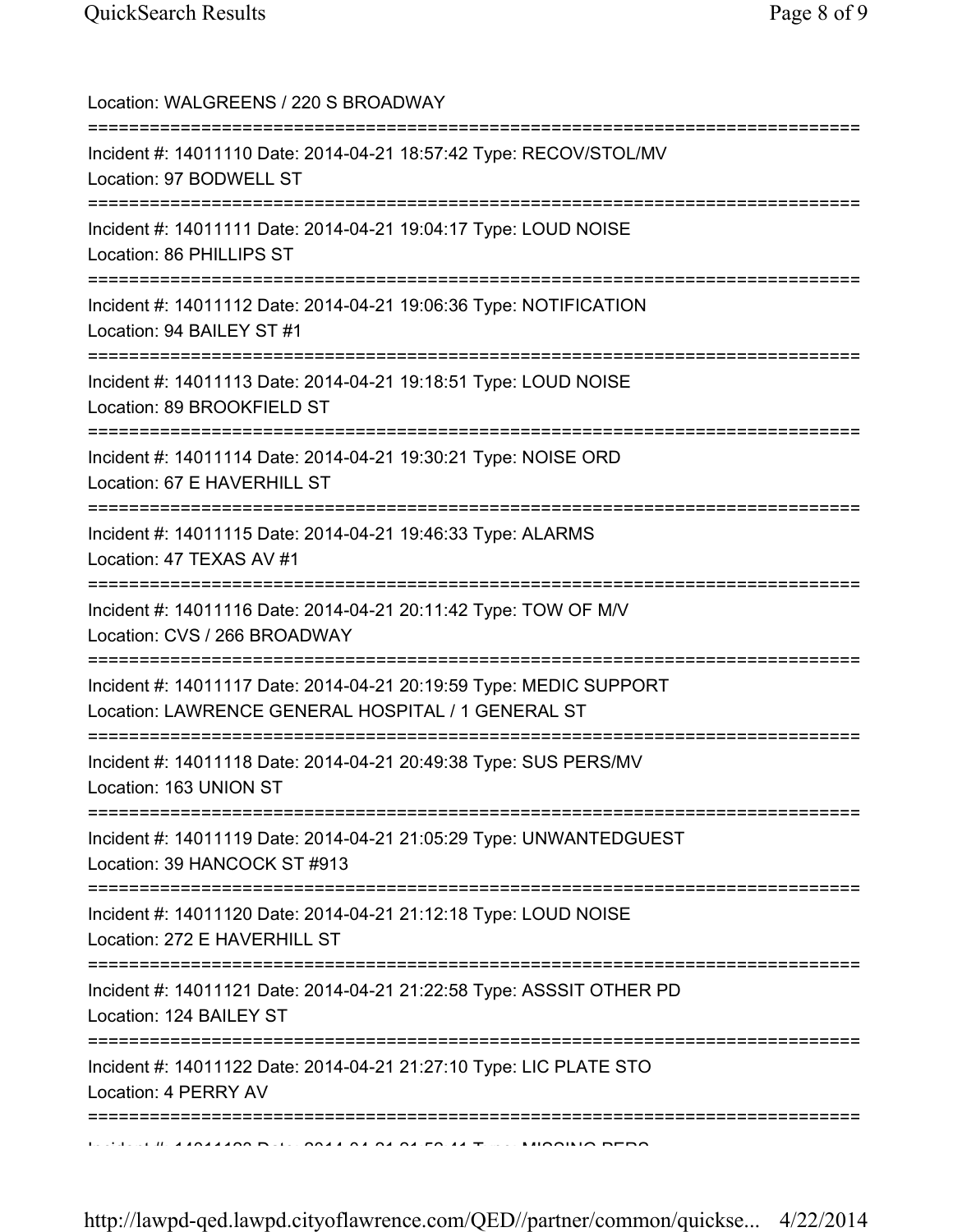Location: WALGREENS / 220 S BROADWAY

===========================================================================

Incident #: 14011110 Date: 2014-04-21 18:57:42 Type: RECOV/STOL/MV
Location: 97 BODWELL ST

===========================================================================

Incident #: 14011111 Date: 2014-04-21 19:04:17 Type: LOUD NOISE
Location: 86 PHILLIPS ST

===========================================================================

Incident #: 14011112 Date: 2014-04-21 19:06:36 Type: NOTIFICATION
Location: 94 BAILEY ST #1

===========================================================================

Incident #: 14011113 Date: 2014-04-21 19:18:51 Type: LOUD NOISE
Location: 89 BROOKFIELD ST

===========================================================================

Incident #: 14011114 Date: 2014-04-21 19:30:21 Type: NOISE ORD
Location: 67 E HAVERHILL ST

===========================================================================

Incident #: 14011115 Date: 2014-04-21 19:46:33 Type: ALARMS
Location: 47 TEXAS AV #1

===========================================================================

Incident #: 14011116 Date: 2014-04-21 20:11:42 Type: TOW OF M/V
Location: CVS / 266 BROADWAY

===========================================================================

Incident #: 14011117 Date: 2014-04-21 20:19:59 Type: MEDIC SUPPORT
Location: LAWRENCE GENERAL HOSPITAL / 1 GENERAL ST

===========================================================================

Incident #: 14011118 Date: 2014-04-21 20:49:38 Type: SUS PERS/MV
Location: 163 UNION ST

===========================================================================

Incident #: 14011119 Date: 2014-04-21 21:05:29 Type: UNWANTEDGUEST
Location: 39 HANCOCK ST #913

===========================================================================

Incident #: 14011120 Date: 2014-04-21 21:12:18 Type: LOUD NOISE
Location: 272 E HAVERHILL ST

===========================================================================

Incident #: 14011121 Date: 2014-04-21 21:22:58 Type: ASSSIT OTHER PD
Location: 124 BAILEY ST

===========================================================================

Incident #: 14011122 Date: 2014-04-21 21:27:10 Type: LIC PLATE STO
Location: 4 PERRY AV

===========================================================================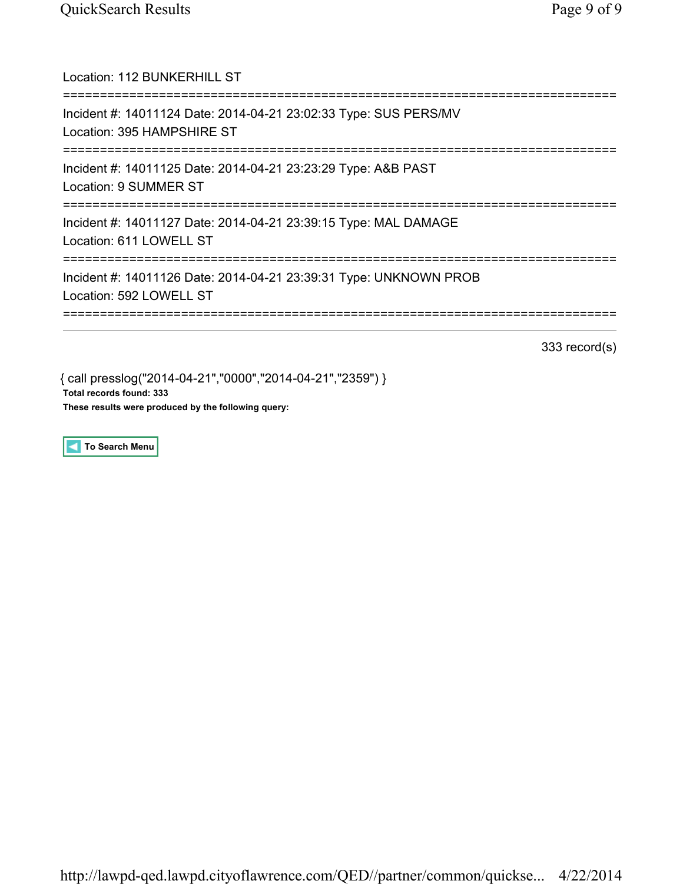Location: 112 BUNKERHILL ST

===========================================================================

Incident #: 14011124 Date: 2014-04-21 23:02:33 Type: SUS PERS/MV

Location: 395 HAMPSHIRE ST

===========================================================================

Incident #: 14011125 Date: 2014-04-21 23:23:29 Type: A&B PAST

Location: 9 SUMMER ST

===========================================================================

Incident #: 14011127 Date: 2014-04-21 23:39:15 Type: MAL DAMAGE

Location: 611 LOWELL ST

===========================================================================

Incident #: 14011126 Date: 2014-04-21 23:39:31 Type: UNKNOWN PROB

Location: 592 LOWELL ST

===========================================================================

333 record(s)

{ call presslog("2014-04-21","0000","2014-04-21","2359") }

**Total records found: 333**

**These results were produced by the following query:**

To Search Menu